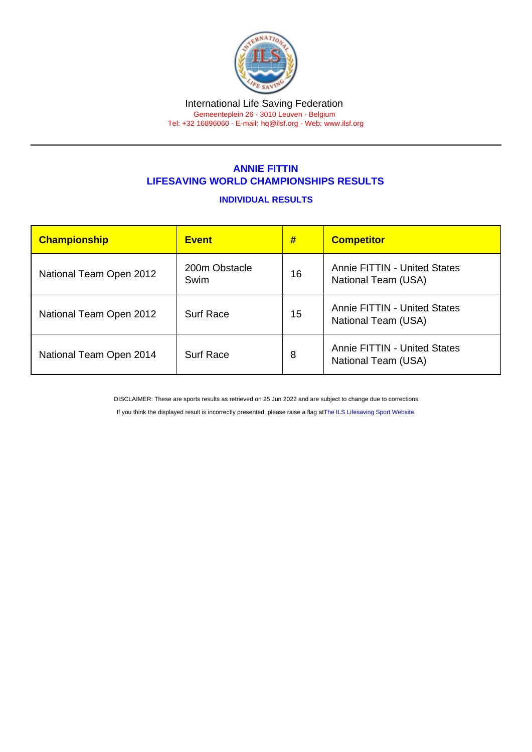International Life Saving Federation
Gemeenteplein 26 - 3010 Leuven - Belgium
Tel: +32 16896060 - E-mail: hq@ilsf.org - Web: www.ilsf.org

## ANNIE FITTIN
## LIFESAVING WORLD CHAMPIONSHIPS RESULTS

### INDIVIDUAL RESULTS

| Championship | Event | # | Competitor |
|---|---|---|---|
| National Team Open 2012 | 200m Obstacle Swim | 16 | Annie FITTIN - United States National Team (USA) |
| National Team Open 2012 | Surf Race | 15 | Annie FITTIN - United States National Team (USA) |
| National Team Open 2014 | Surf Race | 8 | Annie FITTIN - United States National Team (USA) |

DISCLAIMER: These are sports results as retrieved on 25 Jun 2022 and are subject to change due to corrections.

If you think the displayed result is incorrectly presented, please raise a flag at The ILS Lifesaving Sport Website.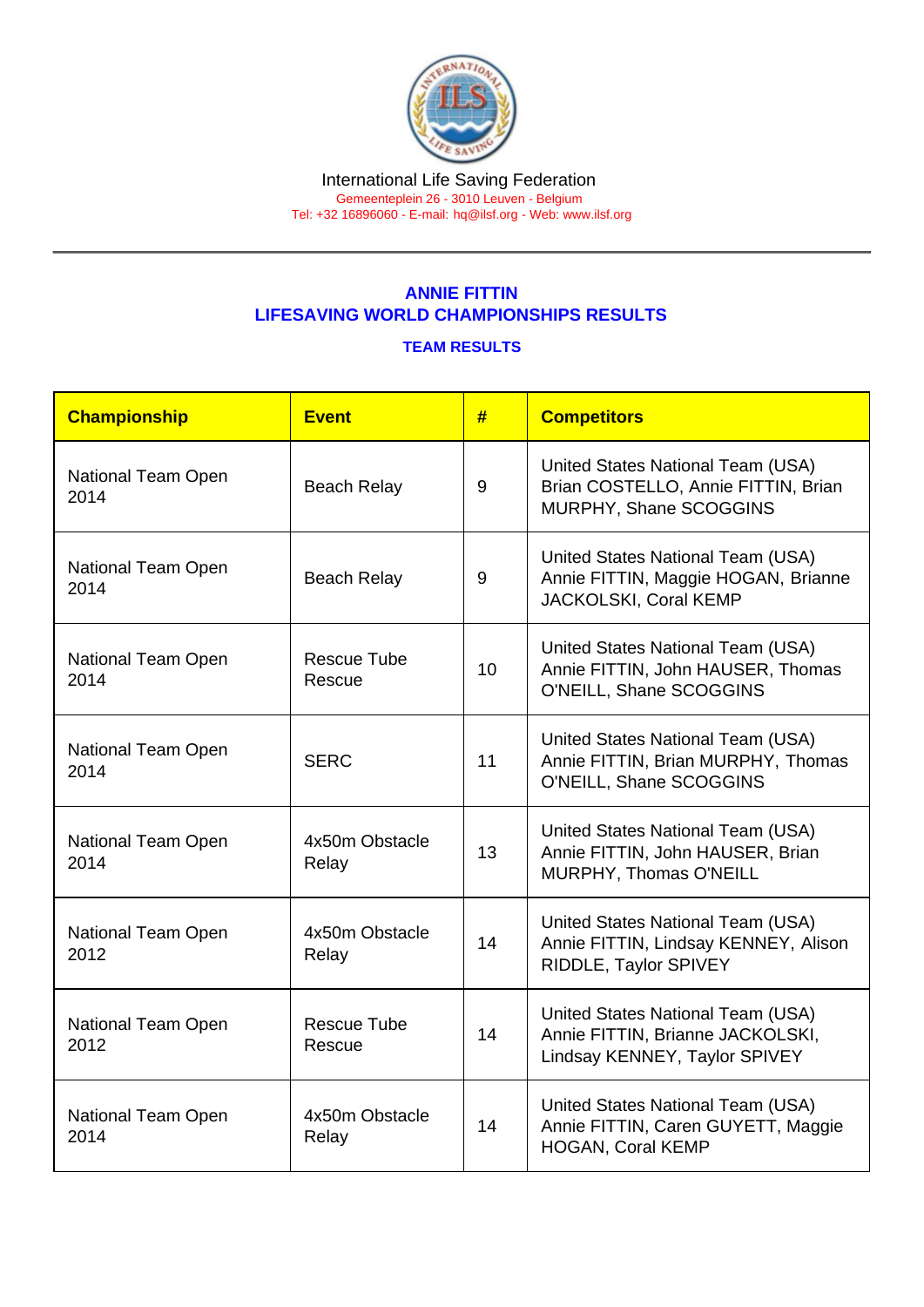International Life Saving Federation

Gemeenteplein 26 - 3010 Leuven - Belgium

Tel: +32 16896060 - E-mail: hq@ilsf.org - Web: www.ilsf.org

## ANNIE FITTIN
## LIFESAVING WORLD CHAMPIONSHIPS RESULTS

### TEAM RESULTS

| Championship | Event | # | Competitors |
|---|---|---|---|
| National Team Open 2014 | Beach Relay | 9 | United States National Team (USA) Brian COSTELLO, Annie FITTIN, Brian MURPHY, Shane SCOGGINS |
| National Team Open 2014 | Beach Relay | 9 | United States National Team (USA) Annie FITTIN, Maggie HOGAN, Brianne JACKOLSKI, Coral KEMP |
| National Team Open 2014 | Rescue Tube Rescue | 10 | United States National Team (USA) Annie FITTIN, John HAUSER, Thomas O'NEILL, Shane SCOGGINS |
| National Team Open 2014 | SERC | 11 | United States National Team (USA) Annie FITTIN, Brian MURPHY, Thomas O'NEILL, Shane SCOGGINS |
| National Team Open 2014 | 4x50m Obstacle Relay | 13 | United States National Team (USA) Annie FITTIN, John HAUSER, Brian MURPHY, Thomas O'NEILL |
| National Team Open 2012 | 4x50m Obstacle Relay | 14 | United States National Team (USA) Annie FITTIN, Lindsay KENNEY, Alison RIDDLE, Taylor SPIVEY |
| National Team Open 2012 | Rescue Tube Rescue | 14 | United States National Team (USA) Annie FITTIN, Brianne JACKOLSKI, Lindsay KENNEY, Taylor SPIVEY |
| National Team Open 2014 | 4x50m Obstacle Relay | 14 | United States National Team (USA) Annie FITTIN, Caren GUYETT, Maggie HOGAN, Coral KEMP |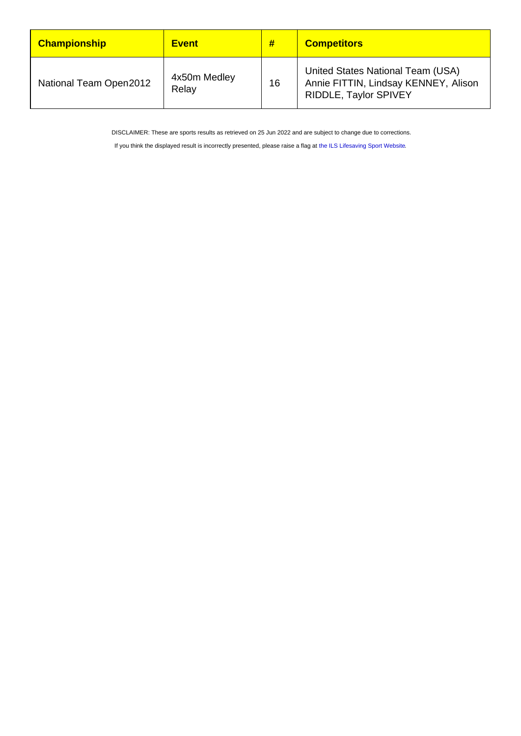| Championship | Event | # | Competitors |
|---|---|---|---|
| National Team Open2012 | 4x50m Medley Relay | 16 | United States National Team (USA) Annie FITTIN, Lindsay KENNEY, Alison RIDDLE, Taylor SPIVEY |

DISCLAIMER: These are sports results as retrieved on 25 Jun 2022 and are subject to change due to corrections.

If you think the displayed result is incorrectly presented, please raise a flag at the ILS Lifesaving Sport Website.